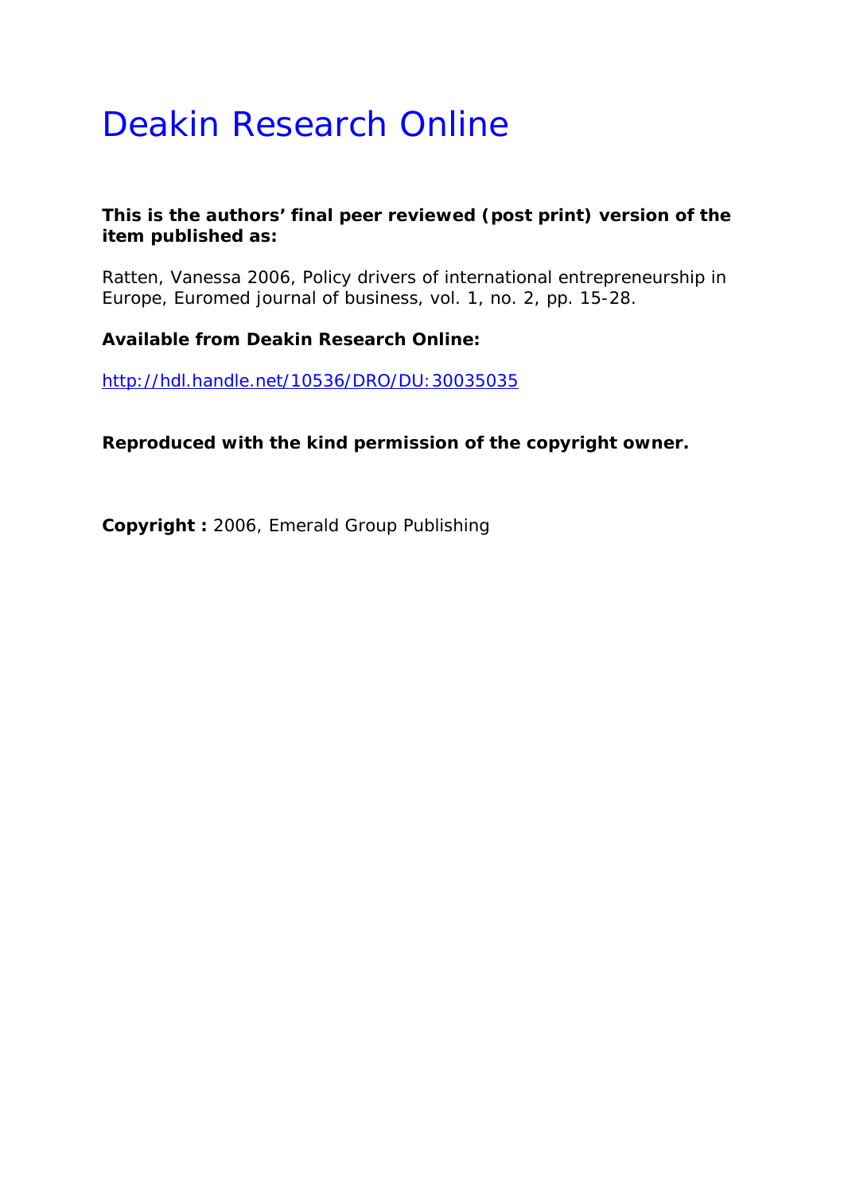# Deakin Research Online

**This is the authors' final peer reviewed (post print) version of the item published as:**

Ratten, Vanessa 2006, Policy drivers of international entrepreneurship in Europe, Euromed journal of business, vol. 1, no. 2, pp. 15-28.

**Available from Deakin Research Online:**

http://hdl.handle.net/10536/DRO/DU:30035035

**Reproduced with the kind permission of the copyright owner.**

**Copyright :** 2006, Emerald Group Publishing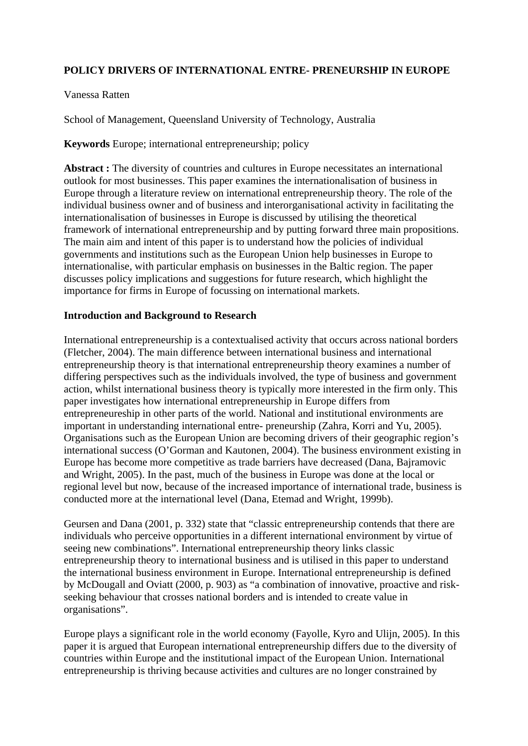# POLICY DRIVERS OF INTERNATIONAL ENTRE- PRENEURSHIP IN EUROPE

Vanessa Ratten

School of Management, Queensland University of Technology, Australia

**Keywords** Europe; international entrepreneurship; policy

**Abstract :** The diversity of countries and cultures in Europe necessitates an international outlook for most businesses. This paper examines the internationalisation of business in Europe through a literature review on international entrepreneurship theory. The role of the individual business owner and of business and interorganisational activity in facilitating the internationalisation of businesses in Europe is discussed by utilising the theoretical framework of international entrepreneurship and by putting forward three main propositions. The main aim and intent of this paper is to understand how the policies of individual governments and institutions such as the European Union help businesses in Europe to internationalise, with particular emphasis on businesses in the Baltic region. The paper discusses policy implications and suggestions for future research, which highlight the importance for firms in Europe of focussing on international markets.

## Introduction and Background to Research

International entrepreneurship is a contextualised activity that occurs across national borders (Fletcher, 2004). The main difference between international business and international entrepreneurship theory is that international entrepreneurship theory examines a number of differing perspectives such as the individuals involved, the type of business and government action, whilst international business theory is typically more interested in the firm only. This paper investigates how international entrepreneurship in Europe differs from entrepreneureship in other parts of the world. National and institutional environments are important in understanding international entre- preneurship (Zahra, Korri and Yu, 2005). Organisations such as the European Union are becoming drivers of their geographic region's international success (O'Gorman and Kautonen, 2004). The business environment existing in Europe has become more competitive as trade barriers have decreased (Dana, Bajramovic and Wright, 2005). In the past, much of the business in Europe was done at the local or regional level but now, because of the increased importance of international trade, business is conducted more at the international level (Dana, Etemad and Wright, 1999b).

Geursen and Dana (2001, p. 332) state that "classic entrepreneurship contends that there are individuals who perceive opportunities in a different international environment by virtue of seeing new combinations". International entrepreneurship theory links classic entrepreneurship theory to international business and is utilised in this paper to understand the international business environment in Europe. International entrepreneurship is defined by McDougall and Oviatt (2000, p. 903) as "a combination of innovative, proactive and risk-seeking behaviour that crosses national borders and is intended to create value in organisations".

Europe plays a significant role in the world economy (Fayolle, Kyro and Ulijn, 2005). In this paper it is argued that European international entrepreneurship differs due to the diversity of countries within Europe and the institutional impact of the European Union. International entrepreneurship is thriving because activities and cultures are no longer constrained by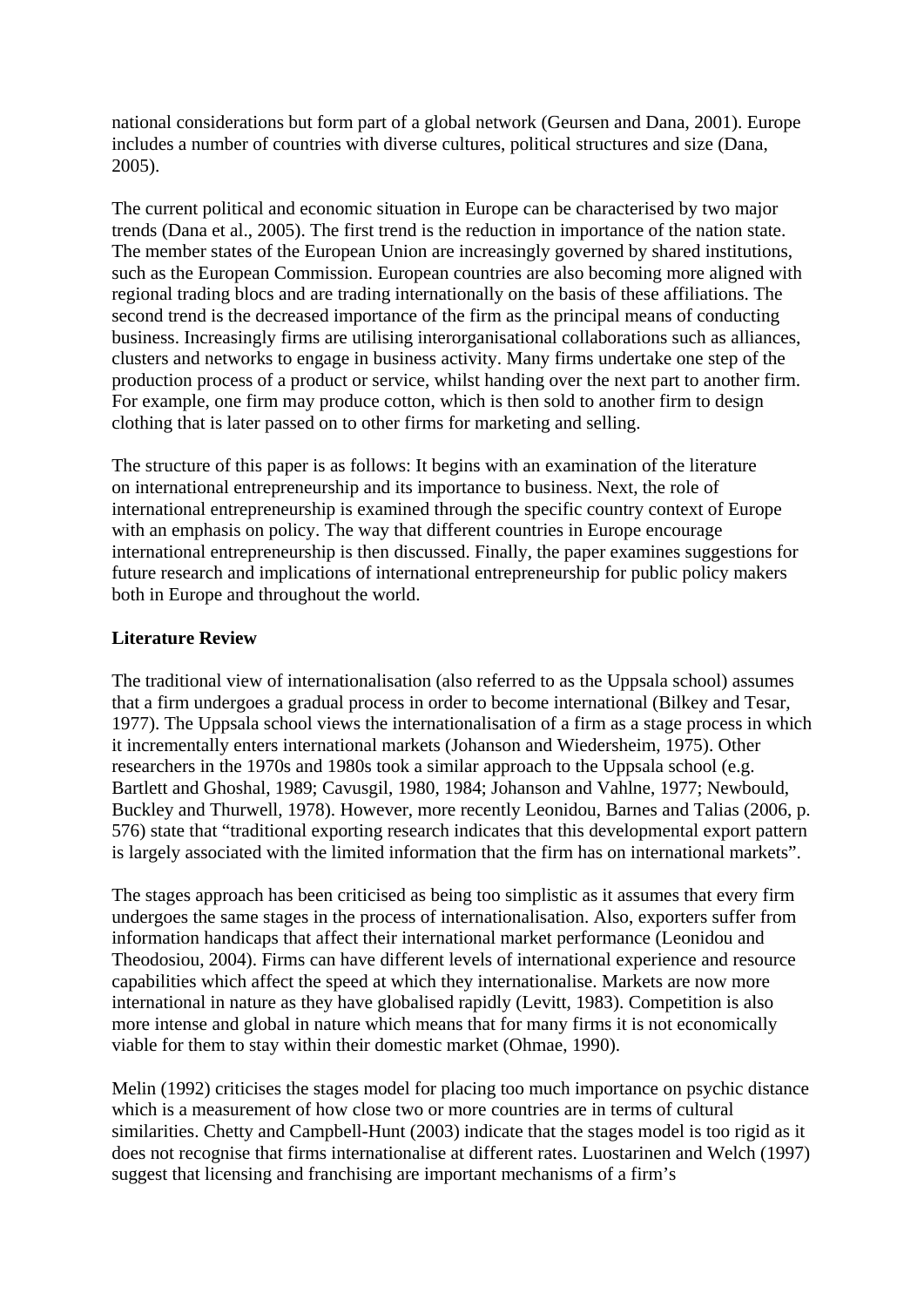national considerations but form part of a global network (Geursen and Dana, 2001). Europe includes a number of countries with diverse cultures, political structures and size (Dana, 2005).

The current political and economic situation in Europe can be characterised by two major trends (Dana et al., 2005). The first trend is the reduction in importance of the nation state. The member states of the European Union are increasingly governed by shared institutions, such as the European Commission. European countries are also becoming more aligned with regional trading blocs and are trading internationally on the basis of these affiliations. The second trend is the decreased importance of the firm as the principal means of conducting business. Increasingly firms are utilising interorganisational collaborations such as alliances, clusters and networks to engage in business activity. Many firms undertake one step of the production process of a product or service, whilst handing over the next part to another firm. For example, one firm may produce cotton, which is then sold to another firm to design clothing that is later passed on to other firms for marketing and selling.

The structure of this paper is as follows: It begins with an examination of the literature on international entrepreneurship and its importance to business. Next, the role of international entrepreneurship is examined through the specific country context of Europe with an emphasis on policy. The way that different countries in Europe encourage international entrepreneurship is then discussed. Finally, the paper examines suggestions for future research and implications of international entrepreneurship for public policy makers both in Europe and throughout the world.

**Literature Review**

The traditional view of internationalisation (also referred to as the Uppsala school) assumes that a firm undergoes a gradual process in order to become international (Bilkey and Tesar, 1977). The Uppsala school views the internationalisation of a firm as a stage process in which it incrementally enters international markets (Johanson and Wiedersheim, 1975). Other researchers in the 1970s and 1980s took a similar approach to the Uppsala school (e.g. Bartlett and Ghoshal, 1989; Cavusgil, 1980, 1984; Johanson and Vahlne, 1977; Newbould, Buckley and Thurwell, 1978). However, more recently Leonidou, Barnes and Talias (2006, p. 576) state that "traditional exporting research indicates that this developmental export pattern is largely associated with the limited information that the firm has on international markets".

The stages approach has been criticised as being too simplistic as it assumes that every firm undergoes the same stages in the process of internationalisation. Also, exporters suffer from information handicaps that affect their international market performance (Leonidou and Theodosiou, 2004). Firms can have different levels of international experience and resource capabilities which affect the speed at which they internationalise. Markets are now more international in nature as they have globalised rapidly (Levitt, 1983). Competition is also more intense and global in nature which means that for many firms it is not economically viable for them to stay within their domestic market (Ohmae, 1990).

Melin (1992) criticises the stages model for placing too much importance on psychic distance which is a measurement of how close two or more countries are in terms of cultural similarities. Chetty and Campbell-Hunt (2003) indicate that the stages model is too rigid as it does not recognise that firms internationalise at different rates. Luostarinen and Welch (1997) suggest that licensing and franchising are important mechanisms of a firm's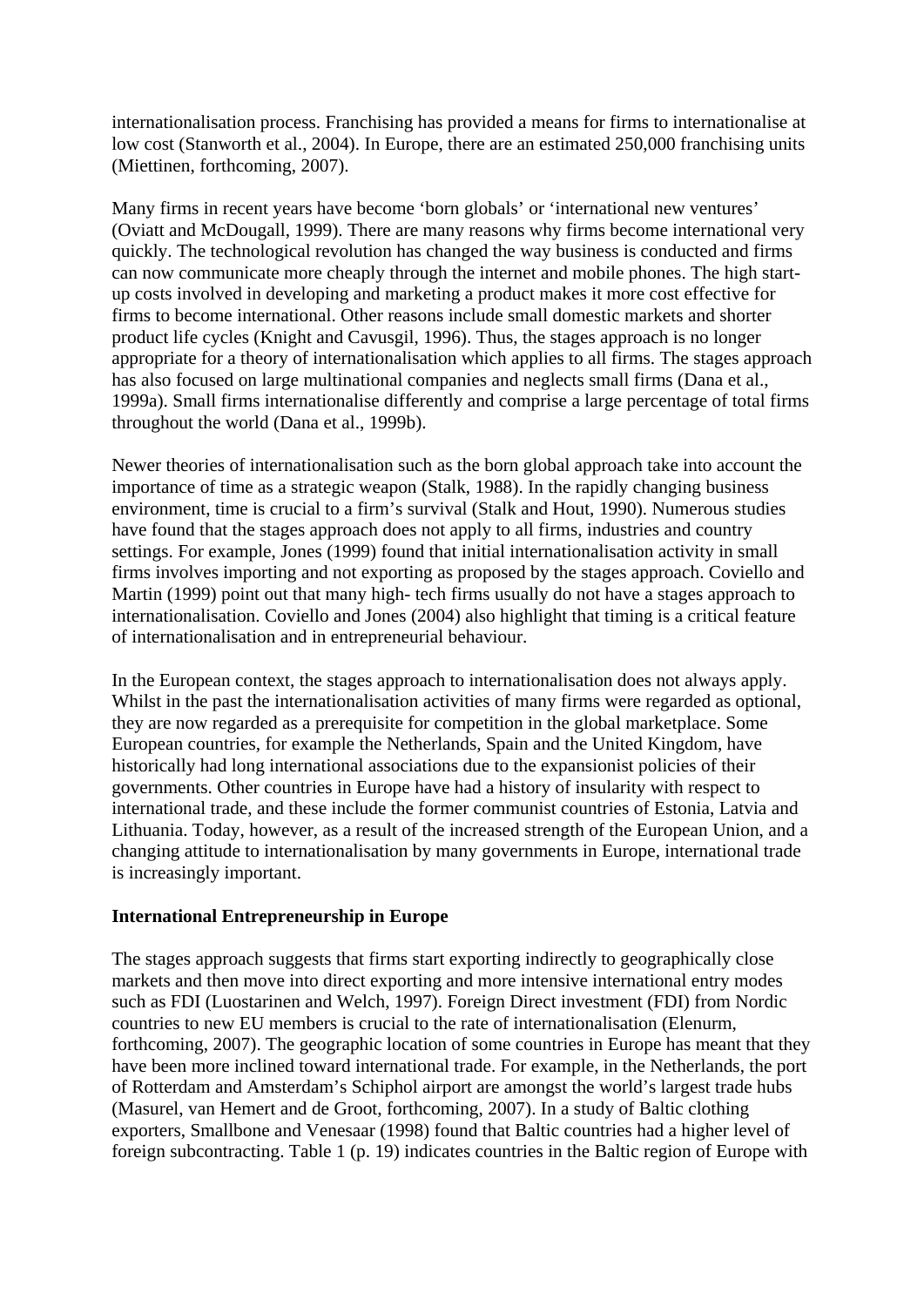internationalisation process. Franchising has provided a means for firms to internationalise at low cost (Stanworth et al., 2004). In Europe, there are an estimated 250,000 franchising units (Miettinen, forthcoming, 2007).

Many firms in recent years have become 'born globals' or 'international new ventures' (Oviatt and McDougall, 1999). There are many reasons why firms become international very quickly. The technological revolution has changed the way business is conducted and firms can now communicate more cheaply through the internet and mobile phones. The high start-up costs involved in developing and marketing a product makes it more cost effective for firms to become international. Other reasons include small domestic markets and shorter product life cycles (Knight and Cavusgil, 1996). Thus, the stages approach is no longer appropriate for a theory of internationalisation which applies to all firms. The stages approach has also focused on large multinational companies and neglects small firms (Dana et al., 1999a). Small firms internationalise differently and comprise a large percentage of total firms throughout the world (Dana et al., 1999b).

Newer theories of internationalisation such as the born global approach take into account the importance of time as a strategic weapon (Stalk, 1988). In the rapidly changing business environment, time is crucial to a firm's survival (Stalk and Hout, 1990). Numerous studies have found that the stages approach does not apply to all firms, industries and country settings. For example, Jones (1999) found that initial internationalisation activity in small firms involves importing and not exporting as proposed by the stages approach. Coviello and Martin (1999) point out that many high- tech firms usually do not have a stages approach to internationalisation. Coviello and Jones (2004) also highlight that timing is a critical feature of internationalisation and in entrepreneurial behaviour.

In the European context, the stages approach to internationalisation does not always apply. Whilst in the past the internationalisation activities of many firms were regarded as optional, they are now regarded as a prerequisite for competition in the global marketplace. Some European countries, for example the Netherlands, Spain and the United Kingdom, have historically had long international associations due to the expansionist policies of their governments. Other countries in Europe have had a history of insularity with respect to international trade, and these include the former communist countries of Estonia, Latvia and Lithuania. Today, however, as a result of the increased strength of the European Union, and a changing attitude to internationalisation by many governments in Europe, international trade is increasingly important.

**International Entrepreneurship in Europe**

The stages approach suggests that firms start exporting indirectly to geographically close markets and then move into direct exporting and more intensive international entry modes such as FDI (Luostarinen and Welch, 1997). Foreign Direct investment (FDI) from Nordic countries to new EU members is crucial to the rate of internationalisation (Elenurm, forthcoming, 2007). The geographic location of some countries in Europe has meant that they have been more inclined toward international trade. For example, in the Netherlands, the port of Rotterdam and Amsterdam's Schiphol airport are amongst the world's largest trade hubs (Masurel, van Hemert and de Groot, forthcoming, 2007). In a study of Baltic clothing exporters, Smallbone and Venesaar (1998) found that Baltic countries had a higher level of foreign subcontracting. Table 1 (p. 19) indicates countries in the Baltic region of Europe with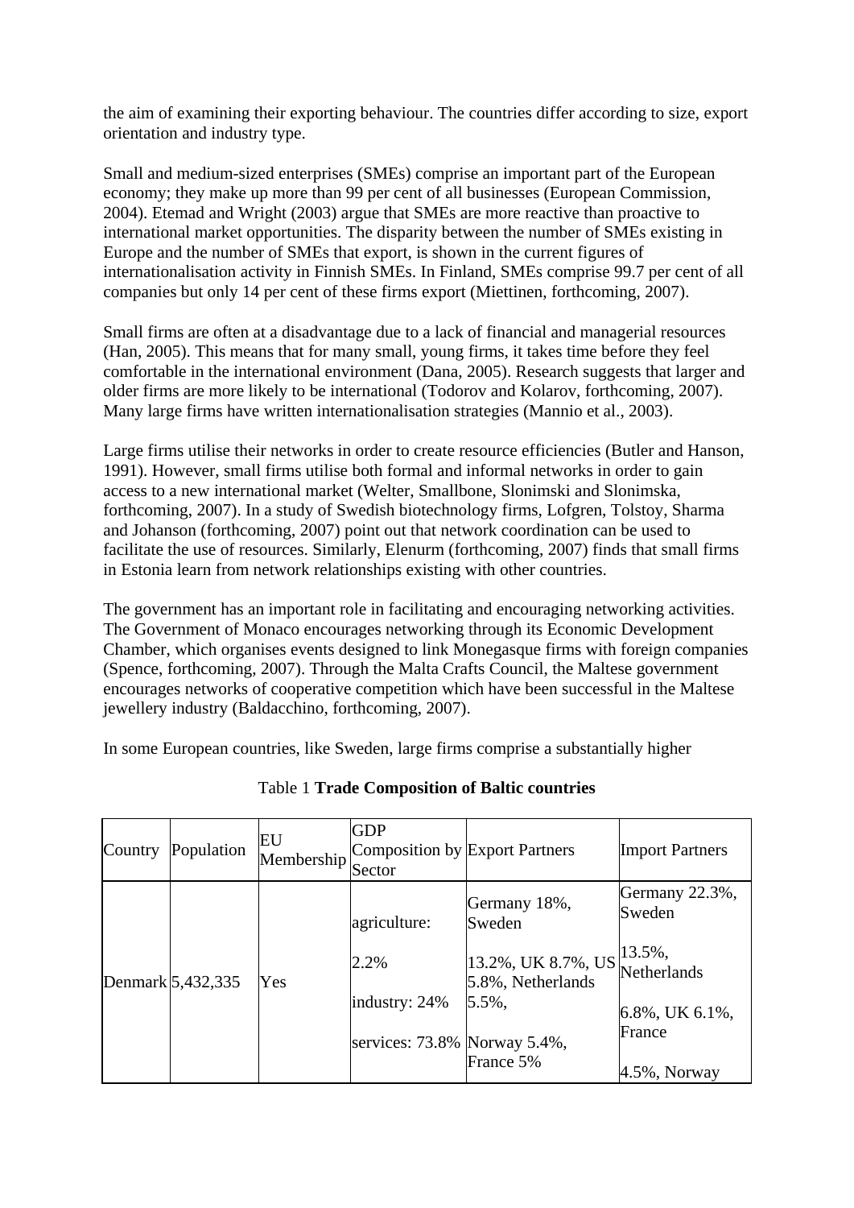the aim of examining their exporting behaviour. The countries differ according to size, export orientation and industry type.

Small and medium-sized enterprises (SMEs) comprise an important part of the European economy; they make up more than 99 per cent of all businesses (European Commission, 2004). Etemad and Wright (2003) argue that SMEs are more reactive than proactive to international market opportunities. The disparity between the number of SMEs existing in Europe and the number of SMEs that export, is shown in the current figures of internationalisation activity in Finnish SMEs. In Finland, SMEs comprise 99.7 per cent of all companies but only 14 per cent of these firms export (Miettinen, forthcoming, 2007).

Small firms are often at a disadvantage due to a lack of financial and managerial resources (Han, 2005). This means that for many small, young firms, it takes time before they feel comfortable in the international environment (Dana, 2005). Research suggests that larger and older firms are more likely to be international (Todorov and Kolarov, forthcoming, 2007). Many large firms have written internationalisation strategies (Mannio et al., 2003).

Large firms utilise their networks in order to create resource efficiencies (Butler and Hanson, 1991). However, small firms utilise both formal and informal networks in order to gain access to a new international market (Welter, Smallbone, Slonimski and Slonimska, forthcoming, 2007). In a study of Swedish biotechnology firms, Lofgren, Tolstoy, Sharma and Johanson (forthcoming, 2007) point out that network coordination can be used to facilitate the use of resources. Similarly, Elenurm (forthcoming, 2007) finds that small firms in Estonia learn from network relationships existing with other countries.

The government has an important role in facilitating and encouraging networking activities. The Government of Monaco encourages networking through its Economic Development Chamber, which organises events designed to link Monegasque firms with foreign companies (Spence, forthcoming, 2007). Through the Malta Crafts Council, the Maltese government encourages networks of cooperative competition which have been successful in the Maltese jewellery industry (Baldacchino, forthcoming, 2007).

In some European countries, like Sweden, large firms comprise a substantially higher

Table 1 **Trade Composition of Baltic countries**

| Country | Population | EU Membership | GDP Composition by Sector | Export Partners | Import Partners |
|---|---|---|---|---|---|
| Denmark | 5,432,335 | Yes | agriculture: 2.2% industry: 24% services: 73.8% | Germany 18%, Sweden 13.2%, UK 8.7%, US 5.8%, Netherlands 5.5%, Norway 5.4%, France 5% | Germany 22.3%, Sweden 13.5%, Netherlands 6.8%, UK 6.1%, France 4.5%, Norway |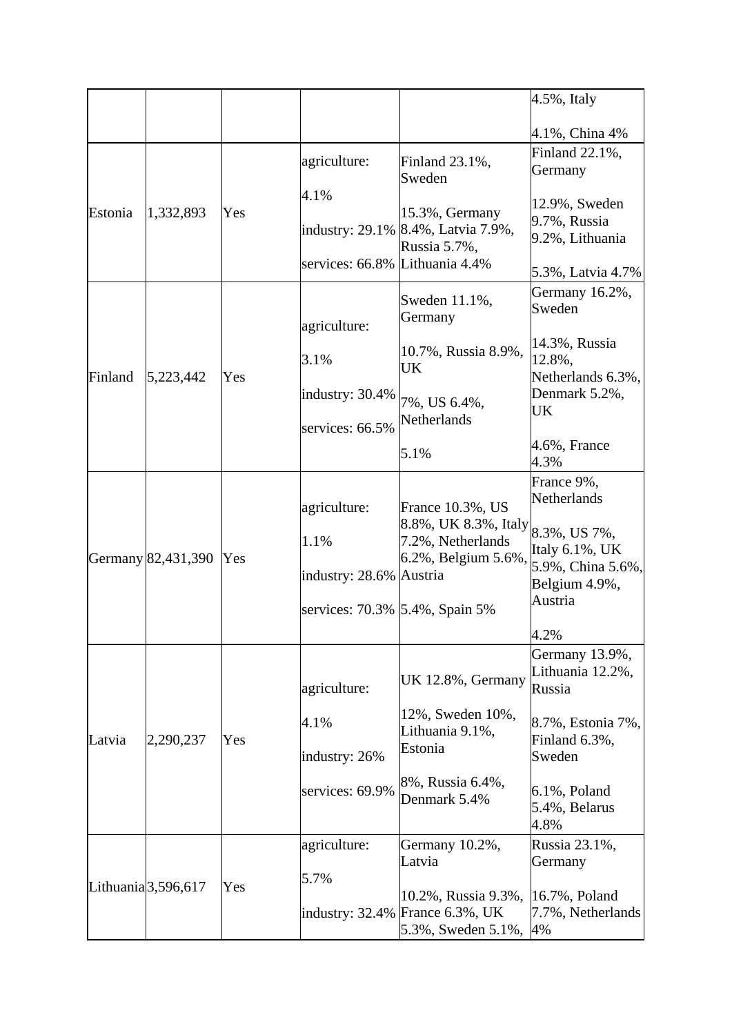| | | | | | |
|---|---|---|---|---|---|
| | | | | | 4.5%, Italy 4.1%, China 4% |
| Estonia | 1,332,893 | Yes | agriculture: 4.1% industry: 29.1% services: 66.8% | Finland 23.1%, Sweden 15.3%, Germany 8.4%, Latvia 7.9%, Russia 5.7%, Lithuania 4.4% | Finland 22.1%, Germany 12.9%, Sweden 9.7%, Russia 9.2%, Lithuania 5.3%, Latvia 4.7% |
| Finland | 5,223,442 | Yes | agriculture: 3.1% industry: 30.4% services: 66.5% | Sweden 11.1%, Germany 10.7%, Russia 8.9%, UK 7%, US 6.4%, Netherlands 5.1% | Germany 16.2%, Sweden 14.3%, Russia 12.8%, Netherlands 6.3%, Denmark 5.2%, UK 4.6%, France 4.3% |
| Germany | 82,431,390 | Yes | agriculture: 1.1% industry: 28.6% services: 70.3% | France 10.3%, US 8.8%, UK 8.3%, Italy 7.2%, Netherlands 6.2%, Belgium 5.6%, Austria 5.4%, Spain 5% | France 9%, Netherlands 8.3%, US 7%, Italy 6.1%, UK 5.9%, China 5.6%, Belgium 4.9%, Austria 4.2% |
| Latvia | 2,290,237 | Yes | agriculture: 4.1% industry: 26% services: 69.9% | UK 12.8%, Germany 12%, Sweden 10%, Lithuania 9.1%, Estonia 8%, Russia 6.4%, Denmark 5.4% | Germany 13.9%, Lithuania 12.2%, Russia 8.7%, Estonia 7%, Finland 6.3%, Sweden 6.1%, Poland 5.4%, Belarus 4.8% |
| Lithuania | 3,596,617 | Yes | agriculture: 5.7% industry: 32.4% | Germany 10.2%, Latvia 10.2%, Russia 9.3%, France 6.3%, UK 5.3%, Sweden 5.1%, | Russia 23.1%, Germany 16.7%, Poland 7.7%, Netherlands 4% |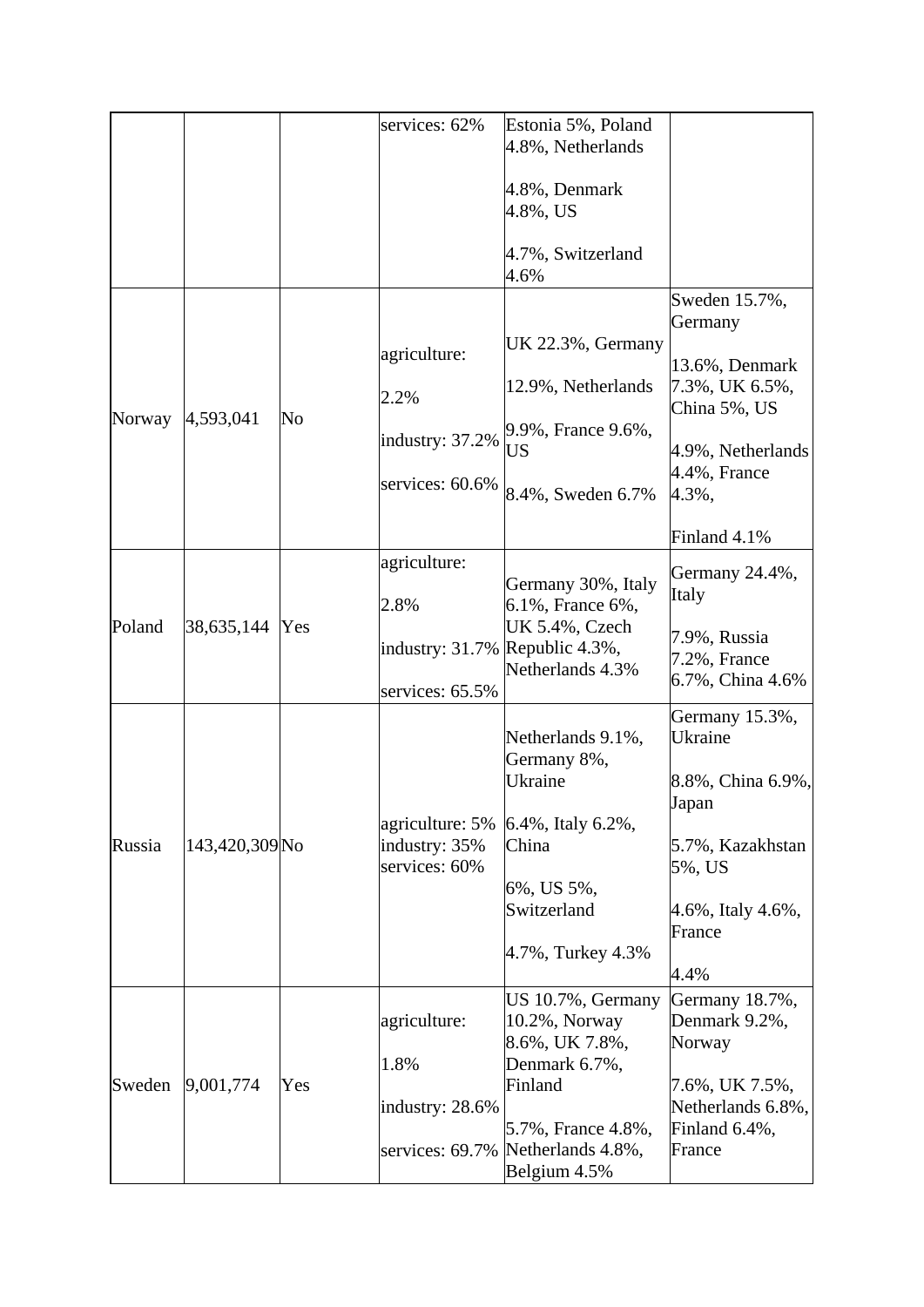| | | | services: 62% | Estonia 5%, Poland 4.8%, Netherlands 4.8%, Denmark 4.8%, US 4.7%, Switzerland 4.6% | |
|---|---|---|---|---|---|
| Norway | 4,593,041 | No | agriculture: 2.2% industry: 37.2% services: 60.6% | UK 22.3%, Germany 12.9%, Netherlands 9.9%, France 9.6%, US 8.4%, Sweden 6.7% | Sweden 15.7%, Germany 13.6%, Denmark 7.3%, UK 6.5%, China 5%, US 4.9%, Netherlands 4.4%, France 4.3%, Finland 4.1% |
| Poland | 38,635,144 | Yes | agriculture: 2.8% industry: 31.7% services: 65.5% | Germany 30%, Italy 6.1%, France 6%, UK 5.4%, Czech Republic 4.3%, Netherlands 4.3% | Germany 24.4%, Italy 7.9%, Russia 7.2%, France 6.7%, China 4.6% |
| Russia | 143,420,309 | No | agriculture: 5% industry: 35% services: 60% | Netherlands 9.1%, Germany 8%, Ukraine 6.4%, Italy 6.2%, China 6%, US 5%, Switzerland 4.7%, Turkey 4.3% | Germany 15.3%, Ukraine 8.8%, China 6.9%, Japan 5.7%, Kazakhstan 5%, US 4.6%, Italy 4.6%, France 4.4% |
| Sweden | 9,001,774 | Yes | agriculture: 1.8% industry: 28.6% services: 69.7% | US 10.7%, Germany 10.2%, Norway 8.6%, UK 7.8%, Denmark 6.7%, Finland 5.7%, France 4.8%, Netherlands 4.8%, Belgium 4.5% | Germany 18.7%, Denmark 9.2%, Norway 7.6%, UK 7.5%, Netherlands 6.8%, Finland 6.4%, France |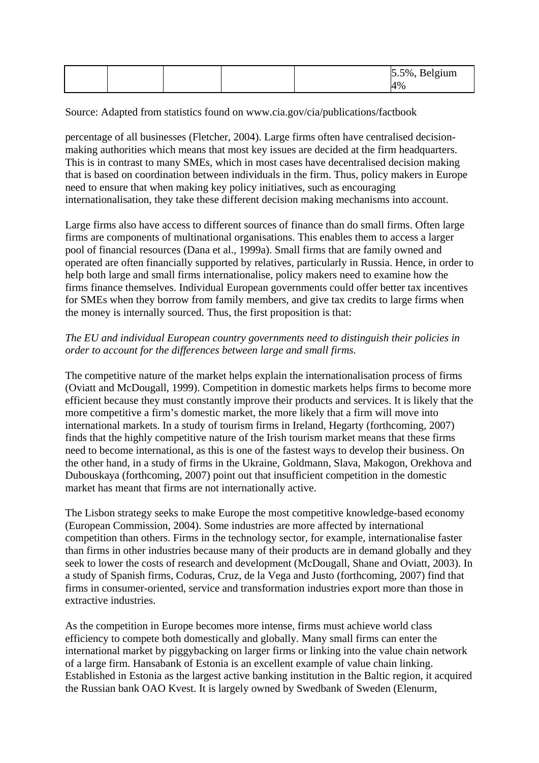|  |  |  |  |  | 5.5%, Belgium 4% |
|---|---|---|---|---|---|

Source: Adapted from statistics found on www.cia.gov/cia/publications/factbook

percentage of all businesses (Fletcher, 2004). Large firms often have centralised decision-making authorities which means that most key issues are decided at the firm headquarters. This is in contrast to many SMEs, which in most cases have decentralised decision making that is based on coordination between individuals in the firm. Thus, policy makers in Europe need to ensure that when making key policy initiatives, such as encouraging internationalisation, they take these different decision making mechanisms into account.

Large firms also have access to different sources of finance than do small firms. Often large firms are components of multinational organisations. This enables them to access a larger pool of financial resources (Dana et al., 1999a). Small firms that are family owned and operated are often financially supported by relatives, particularly in Russia. Hence, in order to help both large and small firms internationalise, policy makers need to examine how the firms finance themselves. Individual European governments could offer better tax incentives for SMEs when they borrow from family members, and give tax credits to large firms when the money is internally sourced. Thus, the first proposition is that:

*The EU and individual European country governments need to distinguish their policies in order to account for the differences between large and small firms.*

The competitive nature of the market helps explain the internationalisation process of firms (Oviatt and McDougall, 1999). Competition in domestic markets helps firms to become more efficient because they must constantly improve their products and services. It is likely that the more competitive a firm's domestic market, the more likely that a firm will move into international markets. In a study of tourism firms in Ireland, Hegarty (forthcoming, 2007) finds that the highly competitive nature of the Irish tourism market means that these firms need to become international, as this is one of the fastest ways to develop their business. On the other hand, in a study of firms in the Ukraine, Goldmann, Slava, Makogon, Orekhova and Dubouskaya (forthcoming, 2007) point out that insufficient competition in the domestic market has meant that firms are not internationally active.

The Lisbon strategy seeks to make Europe the most competitive knowledge-based economy (European Commission, 2004). Some industries are more affected by international competition than others. Firms in the technology sector, for example, internationalise faster than firms in other industries because many of their products are in demand globally and they seek to lower the costs of research and development (McDougall, Shane and Oviatt, 2003). In a study of Spanish firms, Coduras, Cruz, de la Vega and Justo (forthcoming, 2007) find that firms in consumer-oriented, service and transformation industries export more than those in extractive industries.

As the competition in Europe becomes more intense, firms must achieve world class efficiency to compete both domestically and globally. Many small firms can enter the international market by piggybacking on larger firms or linking into the value chain network of a large firm. Hansabank of Estonia is an excellent example of value chain linking. Established in Estonia as the largest active banking institution in the Baltic region, it acquired the Russian bank OAO Kvest. It is largely owned by Swedbank of Sweden (Elenurm,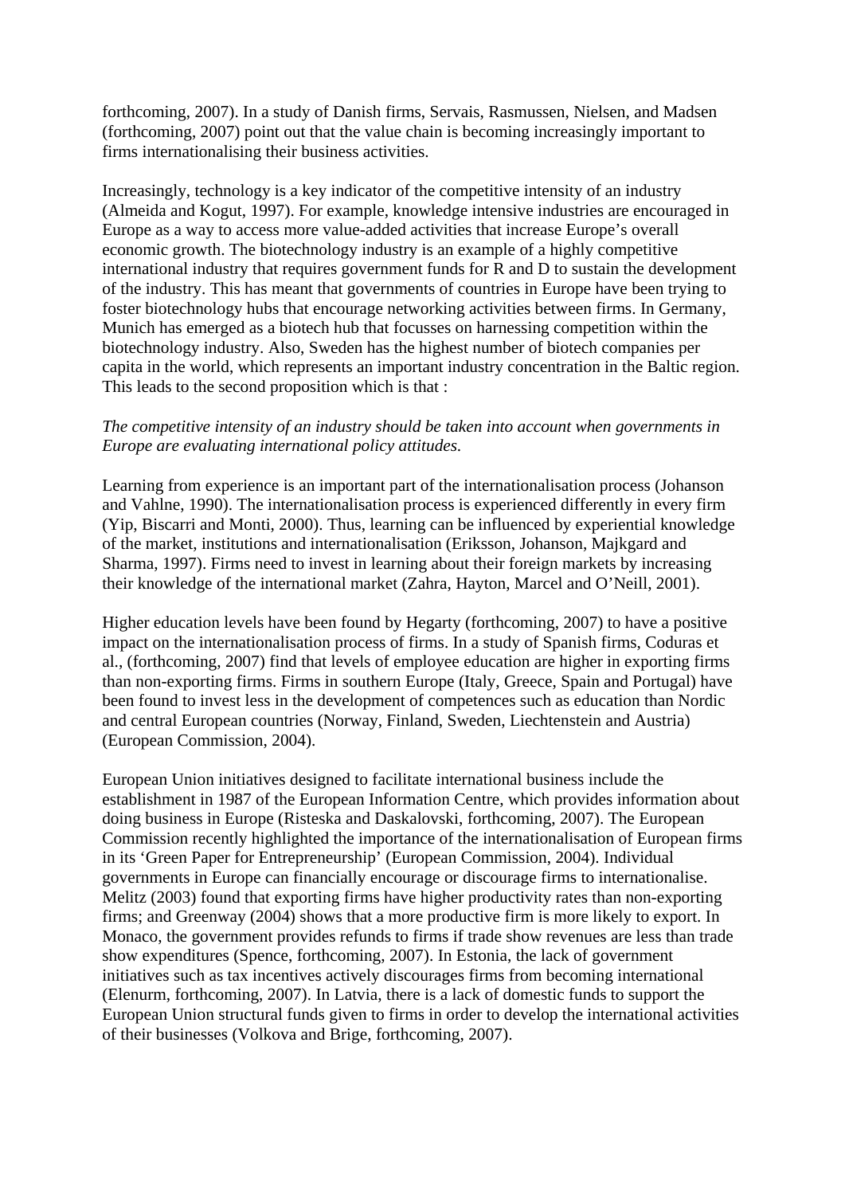forthcoming, 2007). In a study of Danish firms, Servais, Rasmussen, Nielsen, and Madsen (forthcoming, 2007) point out that the value chain is becoming increasingly important to firms internationalising their business activities.

Increasingly, technology is a key indicator of the competitive intensity of an industry (Almeida and Kogut, 1997). For example, knowledge intensive industries are encouraged in Europe as a way to access more value-added activities that increase Europe's overall economic growth. The biotechnology industry is an example of a highly competitive international industry that requires government funds for R and D to sustain the development of the industry. This has meant that governments of countries in Europe have been trying to foster biotechnology hubs that encourage networking activities between firms. In Germany, Munich has emerged as a biotech hub that focusses on harnessing competition within the biotechnology industry. Also, Sweden has the highest number of biotech companies per capita in the world, which represents an important industry concentration in the Baltic region. This leads to the second proposition which is that :

*The competitive intensity of an industry should be taken into account when governments in Europe are evaluating international policy attitudes.*

Learning from experience is an important part of the internationalisation process (Johanson and Vahlne, 1990). The internationalisation process is experienced differently in every firm (Yip, Biscarri and Monti, 2000). Thus, learning can be influenced by experiential knowledge of the market, institutions and internationalisation (Eriksson, Johanson, Majkgard and Sharma, 1997). Firms need to invest in learning about their foreign markets by increasing their knowledge of the international market (Zahra, Hayton, Marcel and O'Neill, 2001).

Higher education levels have been found by Hegarty (forthcoming, 2007) to have a positive impact on the internationalisation process of firms. In a study of Spanish firms, Coduras et al., (forthcoming, 2007) find that levels of employee education are higher in exporting firms than non-exporting firms. Firms in southern Europe (Italy, Greece, Spain and Portugal) have been found to invest less in the development of competences such as education than Nordic and central European countries (Norway, Finland, Sweden, Liechtenstein and Austria) (European Commission, 2004).

European Union initiatives designed to facilitate international business include the establishment in 1987 of the European Information Centre, which provides information about doing business in Europe (Risteska and Daskalovski, forthcoming, 2007). The European Commission recently highlighted the importance of the internationalisation of European firms in its 'Green Paper for Entrepreneurship' (European Commission, 2004). Individual governments in Europe can financially encourage or discourage firms to internationalise. Melitz (2003) found that exporting firms have higher productivity rates than non-exporting firms; and Greenway (2004) shows that a more productive firm is more likely to export. In Monaco, the government provides refunds to firms if trade show revenues are less than trade show expenditures (Spence, forthcoming, 2007). In Estonia, the lack of government initiatives such as tax incentives actively discourages firms from becoming international (Elenurm, forthcoming, 2007). In Latvia, there is a lack of domestic funds to support the European Union structural funds given to firms in order to develop the international activities of their businesses (Volkova and Brige, forthcoming, 2007).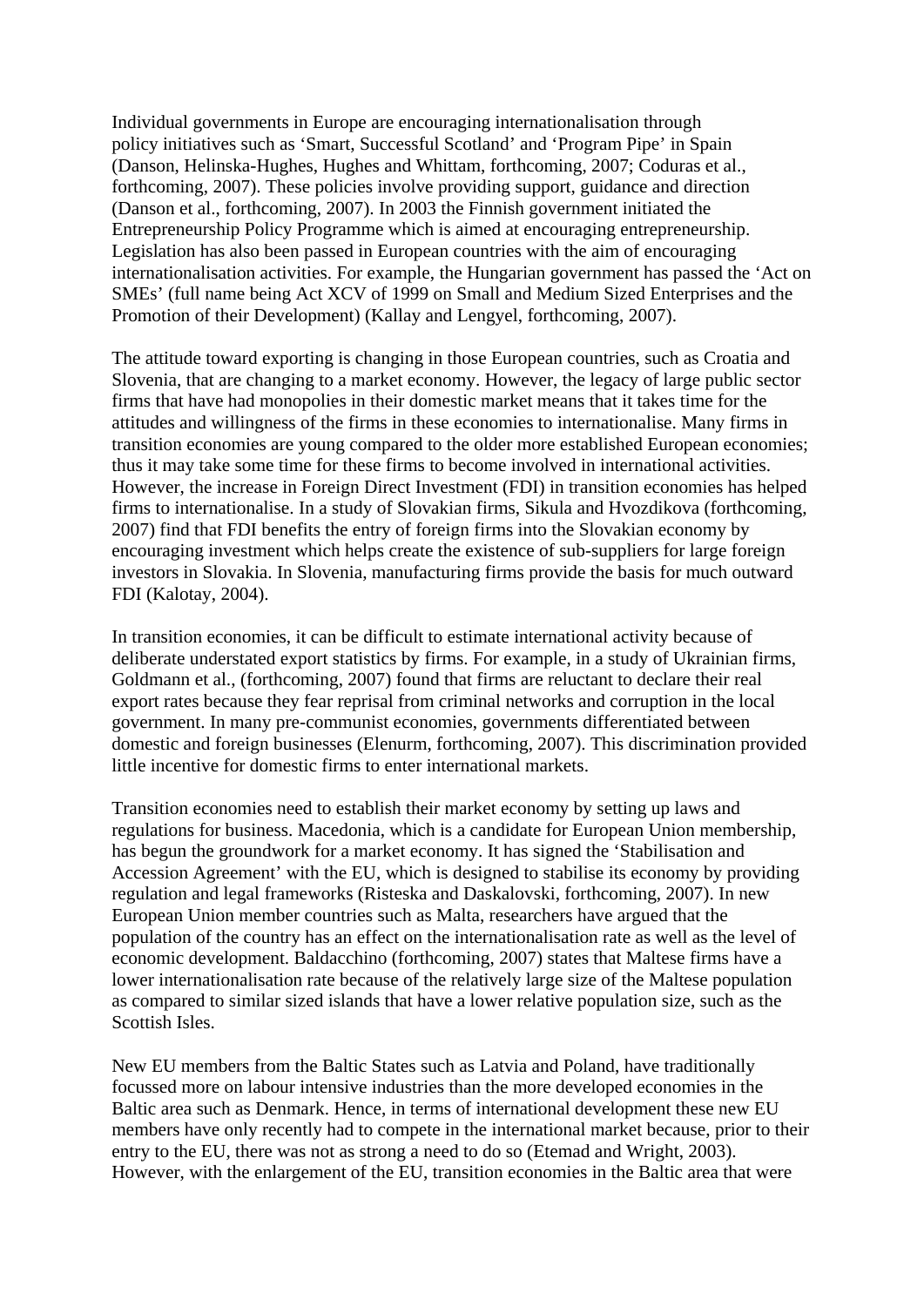Individual governments in Europe are encouraging internationalisation through policy initiatives such as ‘Smart, Successful Scotland’ and ‘Program Pipe’ in Spain (Danson, Helinska-Hughes, Hughes and Whittam, forthcoming, 2007; Coduras et al., forthcoming, 2007). These policies involve providing support, guidance and direction (Danson et al., forthcoming, 2007). In 2003 the Finnish government initiated the Entrepreneurship Policy Programme which is aimed at encouraging entrepreneurship. Legislation has also been passed in European countries with the aim of encouraging internationalisation activities. For example, the Hungarian government has passed the ‘Act on SMEs’ (full name being Act XCV of 1999 on Small and Medium Sized Enterprises and the Promotion of their Development) (Kallay and Lengyel, forthcoming, 2007).

The attitude toward exporting is changing in those European countries, such as Croatia and Slovenia, that are changing to a market economy. However, the legacy of large public sector firms that have had monopolies in their domestic market means that it takes time for the attitudes and willingness of the firms in these economies to internationalise. Many firms in transition economies are young compared to the older more established European economies; thus it may take some time for these firms to become involved in international activities. However, the increase in Foreign Direct Investment (FDI) in transition economies has helped firms to internationalise. In a study of Slovakian firms, Sikula and Hvozdikova (forthcoming, 2007) find that FDI benefits the entry of foreign firms into the Slovakian economy by encouraging investment which helps create the existence of sub-suppliers for large foreign investors in Slovakia. In Slovenia, manufacturing firms provide the basis for much outward FDI (Kalotay, 2004).

In transition economies, it can be difficult to estimate international activity because of deliberate understated export statistics by firms. For example, in a study of Ukrainian firms, Goldmann et al., (forthcoming, 2007) found that firms are reluctant to declare their real export rates because they fear reprisal from criminal networks and corruption in the local government. In many pre-communist economies, governments differentiated between domestic and foreign businesses (Elenurm, forthcoming, 2007). This discrimination provided little incentive for domestic firms to enter international markets.

Transition economies need to establish their market economy by setting up laws and regulations for business. Macedonia, which is a candidate for European Union membership, has begun the groundwork for a market economy. It has signed the ‘Stabilisation and Accession Agreement’ with the EU, which is designed to stabilise its economy by providing regulation and legal frameworks (Risteska and Daskalovski, forthcoming, 2007). In new European Union member countries such as Malta, researchers have argued that the population of the country has an effect on the internationalisation rate as well as the level of economic development. Baldacchino (forthcoming, 2007) states that Maltese firms have a lower internationalisation rate because of the relatively large size of the Maltese population as compared to similar sized islands that have a lower relative population size, such as the Scottish Isles.

New EU members from the Baltic States such as Latvia and Poland, have traditionally focussed more on labour intensive industries than the more developed economies in the Baltic area such as Denmark. Hence, in terms of international development these new EU members have only recently had to compete in the international market because, prior to their entry to the EU, there was not as strong a need to do so (Etemad and Wright, 2003). However, with the enlargement of the EU, transition economies in the Baltic area that were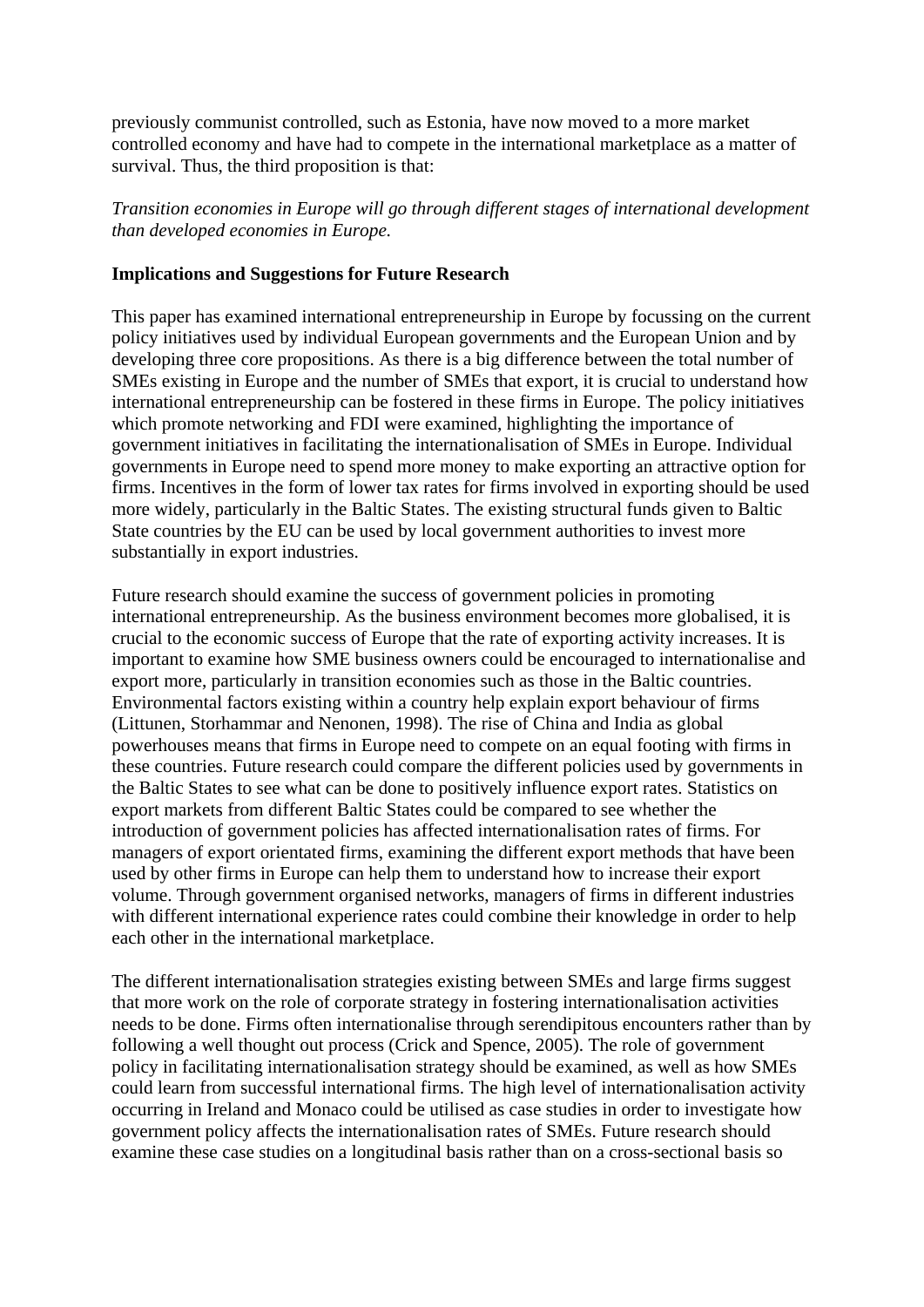previously communist controlled, such as Estonia, have now moved to a more market controlled economy and have had to compete in the international marketplace as a matter of survival. Thus, the third proposition is that:

*Transition economies in Europe will go through different stages of international development than developed economies in Europe.*

**Implications and Suggestions for Future Research**

This paper has examined international entrepreneurship in Europe by focussing on the current policy initiatives used by individual European governments and the European Union and by developing three core propositions. As there is a big difference between the total number of SMEs existing in Europe and the number of SMEs that export, it is crucial to understand how international entrepreneurship can be fostered in these firms in Europe. The policy initiatives which promote networking and FDI were examined, highlighting the importance of government initiatives in facilitating the internationalisation of SMEs in Europe. Individual governments in Europe need to spend more money to make exporting an attractive option for firms. Incentives in the form of lower tax rates for firms involved in exporting should be used more widely, particularly in the Baltic States. The existing structural funds given to Baltic State countries by the EU can be used by local government authorities to invest more substantially in export industries.

Future research should examine the success of government policies in promoting international entrepreneurship. As the business environment becomes more globalised, it is crucial to the economic success of Europe that the rate of exporting activity increases. It is important to examine how SME business owners could be encouraged to internationalise and export more, particularly in transition economies such as those in the Baltic countries. Environmental factors existing within a country help explain export behaviour of firms (Littunen, Storhammar and Nenonen, 1998). The rise of China and India as global powerhouses means that firms in Europe need to compete on an equal footing with firms in these countries. Future research could compare the different policies used by governments in the Baltic States to see what can be done to positively influence export rates. Statistics on export markets from different Baltic States could be compared to see whether the introduction of government policies has affected internationalisation rates of firms. For managers of export orientated firms, examining the different export methods that have been used by other firms in Europe can help them to understand how to increase their export volume. Through government organised networks, managers of firms in different industries with different international experience rates could combine their knowledge in order to help each other in the international marketplace.

The different internationalisation strategies existing between SMEs and large firms suggest that more work on the role of corporate strategy in fostering internationalisation activities needs to be done. Firms often internationalise through serendipitous encounters rather than by following a well thought out process (Crick and Spence, 2005). The role of government policy in facilitating internationalisation strategy should be examined, as well as how SMEs could learn from successful international firms. The high level of internationalisation activity occurring in Ireland and Monaco could be utilised as case studies in order to investigate how government policy affects the internationalisation rates of SMEs. Future research should examine these case studies on a longitudinal basis rather than on a cross-sectional basis so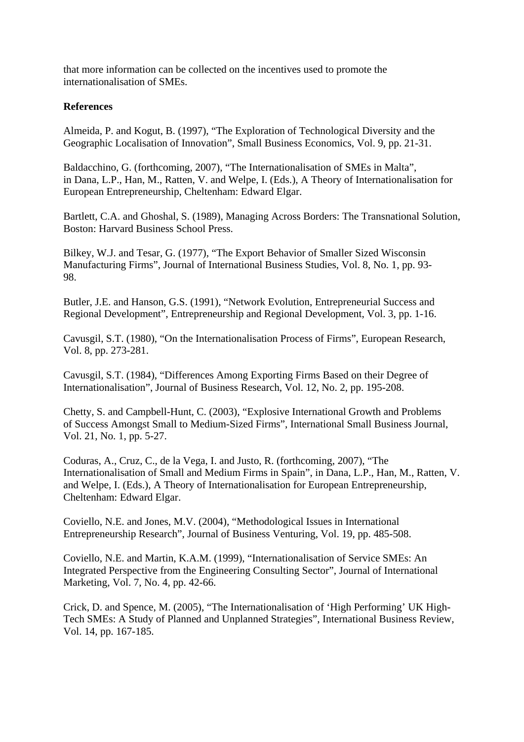that more information can be collected on the incentives used to promote the internationalisation of SMEs.

**References**

Almeida, P. and Kogut, B. (1997), "The Exploration of Technological Diversity and the Geographic Localisation of Innovation", Small Business Economics, Vol. 9, pp. 21-31.

Baldacchino, G. (forthcoming, 2007), "The Internationalisation of SMEs in Malta", in Dana, L.P., Han, M., Ratten, V. and Welpe, I. (Eds.), A Theory of Internationalisation for European Entrepreneurship, Cheltenham: Edward Elgar.

Bartlett, C.A. and Ghoshal, S. (1989), Managing Across Borders: The Transnational Solution, Boston: Harvard Business School Press.

Bilkey, W.J. and Tesar, G. (1977), "The Export Behavior of Smaller Sized Wisconsin Manufacturing Firms", Journal of International Business Studies, Vol. 8, No. 1, pp. 93-98.

Butler, J.E. and Hanson, G.S. (1991), "Network Evolution, Entrepreneurial Success and Regional Development", Entrepreneurship and Regional Development, Vol. 3, pp. 1-16.

Cavusgil, S.T. (1980), "On the Internationalisation Process of Firms", European Research, Vol. 8, pp. 273-281.

Cavusgil, S.T. (1984), "Differences Among Exporting Firms Based on their Degree of Internationalisation", Journal of Business Research, Vol. 12, No. 2, pp. 195-208.

Chetty, S. and Campbell-Hunt, C. (2003), "Explosive International Growth and Problems of Success Amongst Small to Medium-Sized Firms", International Small Business Journal, Vol. 21, No. 1, pp. 5-27.

Coduras, A., Cruz, C., de la Vega, I. and Justo, R. (forthcoming, 2007), "The Internationalisation of Small and Medium Firms in Spain", in Dana, L.P., Han, M., Ratten, V. and Welpe, I. (Eds.), A Theory of Internationalisation for European Entrepreneurship, Cheltenham: Edward Elgar.

Coviello, N.E. and Jones, M.V. (2004), "Methodological Issues in International Entrepreneurship Research", Journal of Business Venturing, Vol. 19, pp. 485-508.

Coviello, N.E. and Martin, K.A.M. (1999), "Internationalisation of Service SMEs: An Integrated Perspective from the Engineering Consulting Sector", Journal of International Marketing, Vol. 7, No. 4, pp. 42-66.

Crick, D. and Spence, M. (2005), "The Internationalisation of 'High Performing' UK High-Tech SMEs: A Study of Planned and Unplanned Strategies", International Business Review, Vol. 14, pp. 167-185.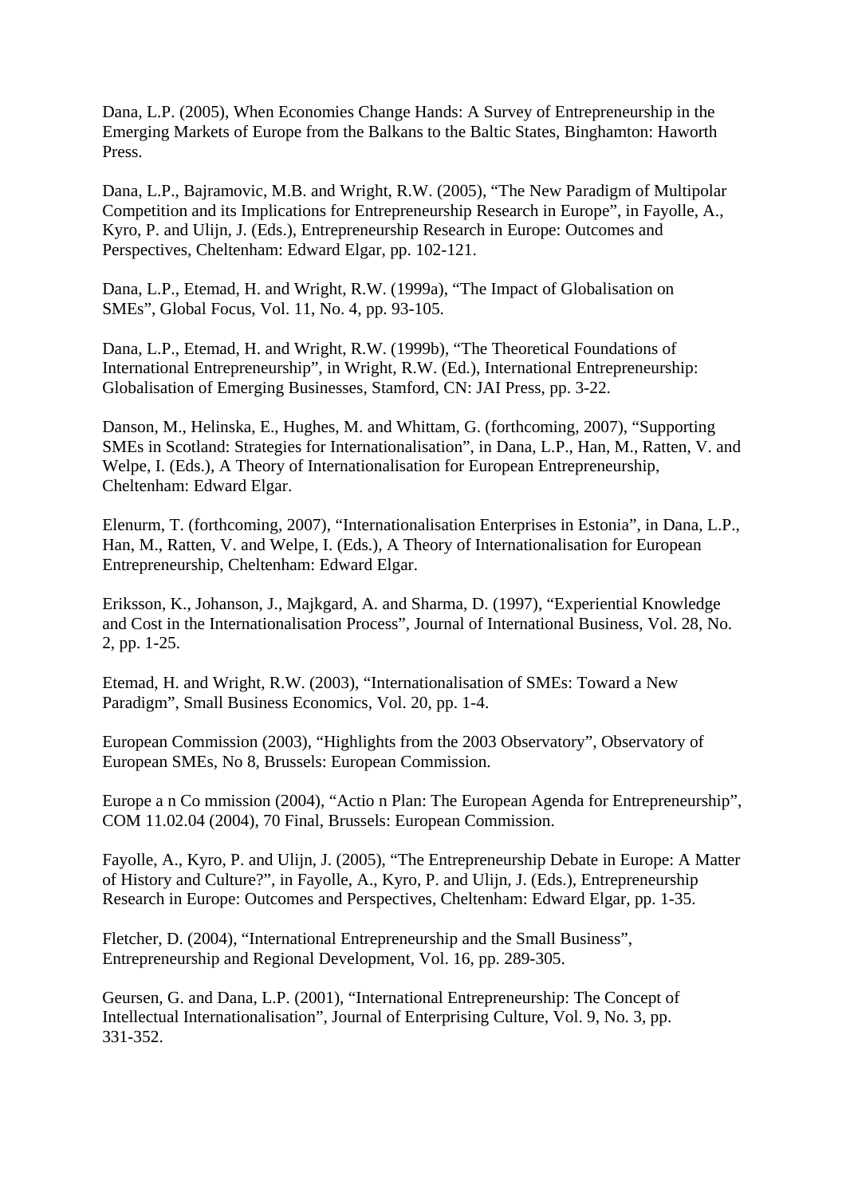Dana, L.P. (2005), When Economies Change Hands: A Survey of Entrepreneurship in the Emerging Markets of Europe from the Balkans to the Baltic States, Binghamton: Haworth Press.

Dana, L.P., Bajramovic, M.B. and Wright, R.W. (2005), "The New Paradigm of Multipolar Competition and its Implications for Entrepreneurship Research in Europe", in Fayolle, A., Kyro, P. and Ulijn, J. (Eds.), Entrepreneurship Research in Europe: Outcomes and Perspectives, Cheltenham: Edward Elgar, pp. 102-121.

Dana, L.P., Etemad, H. and Wright, R.W. (1999a), "The Impact of Globalisation on SMEs", Global Focus, Vol. 11, No. 4, pp. 93-105.

Dana, L.P., Etemad, H. and Wright, R.W. (1999b), "The Theoretical Foundations of International Entrepreneurship", in Wright, R.W. (Ed.), International Entrepreneurship: Globalisation of Emerging Businesses, Stamford, CN: JAI Press, pp. 3-22.

Danson, M., Helinska, E., Hughes, M. and Whittam, G. (forthcoming, 2007), "Supporting SMEs in Scotland: Strategies for Internationalisation", in Dana, L.P., Han, M., Ratten, V. and Welpe, I. (Eds.), A Theory of Internationalisation for European Entrepreneurship, Cheltenham: Edward Elgar.

Elenurm, T. (forthcoming, 2007), "Internationalisation Enterprises in Estonia", in Dana, L.P., Han, M., Ratten, V. and Welpe, I. (Eds.), A Theory of Internationalisation for European Entrepreneurship, Cheltenham: Edward Elgar.

Eriksson, K., Johanson, J., Majkgard, A. and Sharma, D. (1997), "Experiential Knowledge and Cost in the Internationalisation Process", Journal of International Business, Vol. 28, No. 2, pp. 1-25.

Etemad, H. and Wright, R.W. (2003), "Internationalisation of SMEs: Toward a New Paradigm", Small Business Economics, Vol. 20, pp. 1-4.

European Commission (2003), "Highlights from the 2003 Observatory", Observatory of European SMEs, No 8, Brussels: European Commission.

Europe a n Co mmission (2004), "Actio n Plan: The European Agenda for Entrepreneurship", COM 11.02.04 (2004), 70 Final, Brussels: European Commission.

Fayolle, A., Kyro, P. and Ulijn, J. (2005), "The Entrepreneurship Debate in Europe: A Matter of History and Culture?", in Fayolle, A., Kyro, P. and Ulijn, J. (Eds.), Entrepreneurship Research in Europe: Outcomes and Perspectives, Cheltenham: Edward Elgar, pp. 1-35.

Fletcher, D. (2004), "International Entrepreneurship and the Small Business", Entrepreneurship and Regional Development, Vol. 16, pp. 289-305.

Geursen, G. and Dana, L.P. (2001), "International Entrepreneurship: The Concept of Intellectual Internationalisation", Journal of Enterprising Culture, Vol. 9, No. 3, pp. 331-352.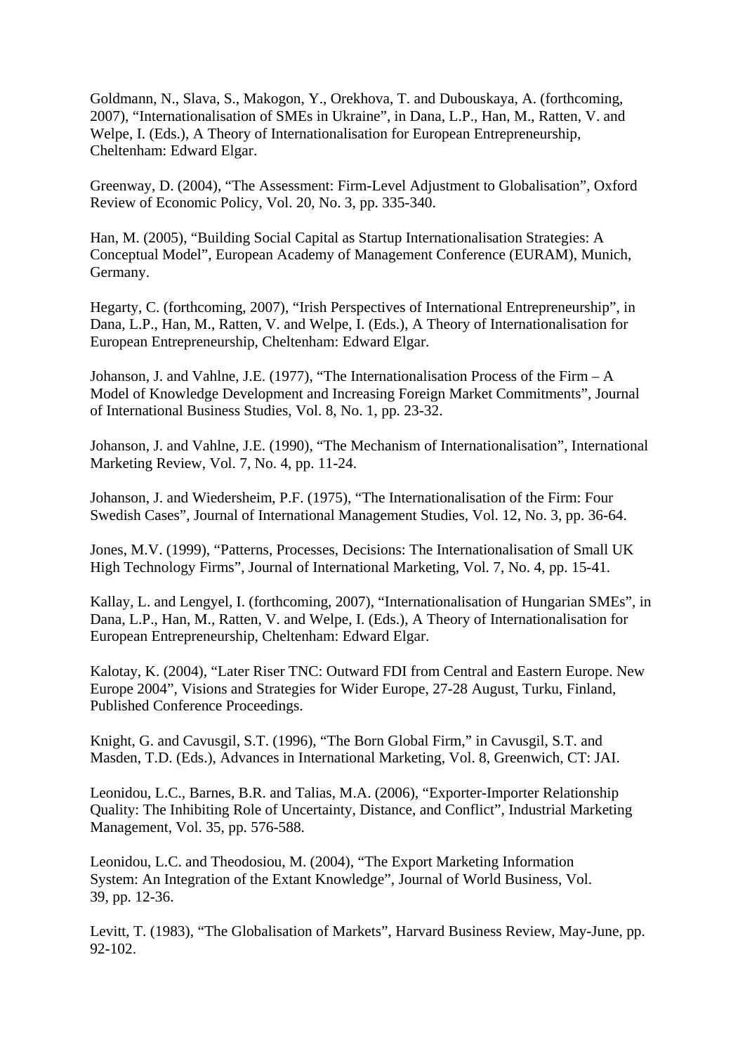Goldmann, N., Slava, S., Makogon, Y., Orekhova, T. and Dubouskaya, A. (forthcoming, 2007), "Internationalisation of SMEs in Ukraine", in Dana, L.P., Han, M., Ratten, V. and Welpe, I. (Eds.), A Theory of Internationalisation for European Entrepreneurship, Cheltenham: Edward Elgar.

Greenway, D. (2004), "The Assessment: Firm-Level Adjustment to Globalisation", Oxford Review of Economic Policy, Vol. 20, No. 3, pp. 335-340.

Han, M. (2005), "Building Social Capital as Startup Internationalisation Strategies: A Conceptual Model", European Academy of Management Conference (EURAM), Munich, Germany.

Hegarty, C. (forthcoming, 2007), "Irish Perspectives of International Entrepreneurship", in Dana, L.P., Han, M., Ratten, V. and Welpe, I. (Eds.), A Theory of Internationalisation for European Entrepreneurship, Cheltenham: Edward Elgar.

Johanson, J. and Vahlne, J.E. (1977), "The Internationalisation Process of the Firm – A Model of Knowledge Development and Increasing Foreign Market Commitments", Journal of International Business Studies, Vol. 8, No. 1, pp. 23-32.

Johanson, J. and Vahlne, J.E. (1990), "The Mechanism of Internationalisation", International Marketing Review, Vol. 7, No. 4, pp. 11-24.

Johanson, J. and Wiedersheim, P.F. (1975), "The Internationalisation of the Firm: Four Swedish Cases", Journal of International Management Studies, Vol. 12, No. 3, pp. 36-64.

Jones, M.V. (1999), "Patterns, Processes, Decisions: The Internationalisation of Small UK High Technology Firms", Journal of International Marketing, Vol. 7, No. 4, pp. 15-41.

Kallay, L. and Lengyel, I. (forthcoming, 2007), "Internationalisation of Hungarian SMEs", in Dana, L.P., Han, M., Ratten, V. and Welpe, I. (Eds.), A Theory of Internationalisation for European Entrepreneurship, Cheltenham: Edward Elgar.

Kalotay, K. (2004), "Later Riser TNC: Outward FDI from Central and Eastern Europe. New Europe 2004", Visions and Strategies for Wider Europe, 27-28 August, Turku, Finland, Published Conference Proceedings.

Knight, G. and Cavusgil, S.T. (1996), "The Born Global Firm," in Cavusgil, S.T. and Masden, T.D. (Eds.), Advances in International Marketing, Vol. 8, Greenwich, CT: JAI.

Leonidou, L.C., Barnes, B.R. and Talias, M.A. (2006), "Exporter-Importer Relationship Quality: The Inhibiting Role of Uncertainty, Distance, and Conflict", Industrial Marketing Management, Vol. 35, pp. 576-588.

Leonidou, L.C. and Theodosiou, M. (2004), "The Export Marketing Information System: An Integration of the Extant Knowledge", Journal of World Business, Vol. 39, pp. 12-36.

Levitt, T. (1983), "The Globalisation of Markets", Harvard Business Review, May-June, pp. 92-102.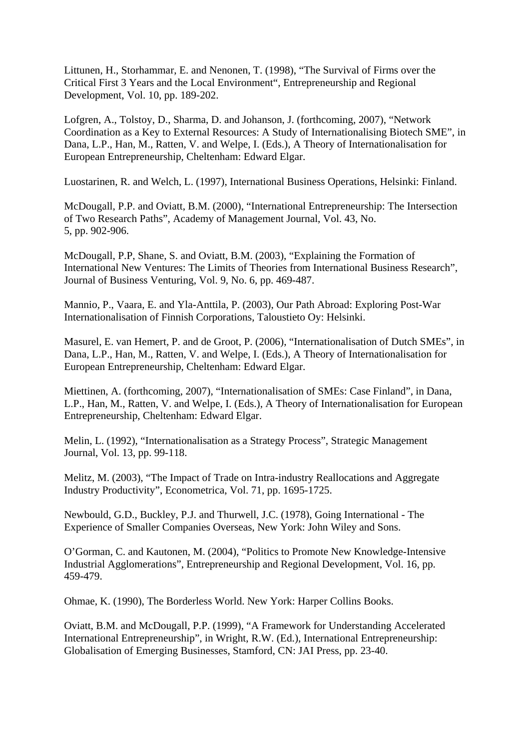Littunen, H., Storhammar, E. and Nenonen, T. (1998), “The Survival of Firms over the Critical First 3 Years and the Local Environment“, Entrepreneurship and Regional Development, Vol. 10, pp. 189-202.

Lofgren, A., Tolstoy, D., Sharma, D. and Johanson, J. (forthcoming, 2007), “Network Coordination as a Key to External Resources: A Study of Internationalising Biotech SME”, in Dana, L.P., Han, M., Ratten, V. and Welpe, I. (Eds.), A Theory of Internationalisation for European Entrepreneurship, Cheltenham: Edward Elgar.

Luostarinen, R. and Welch, L. (1997), International Business Operations, Helsinki: Finland.

McDougall, P.P. and Oviatt, B.M. (2000), “International Entrepreneurship: The Intersection of Two Research Paths”, Academy of Management Journal, Vol. 43, No. 5, pp. 902-906.

McDougall, P.P, Shane, S. and Oviatt, B.M. (2003), “Explaining the Formation of International New Ventures: The Limits of Theories from International Business Research”, Journal of Business Venturing, Vol. 9, No. 6, pp. 469-487.

Mannio, P., Vaara, E. and Yla-Anttila, P. (2003), Our Path Abroad: Exploring Post-War Internationalisation of Finnish Corporations, Taloustieto Oy: Helsinki.

Masurel, E. van Hemert, P. and de Groot, P. (2006), “Internationalisation of Dutch SMEs”, in Dana, L.P., Han, M., Ratten, V. and Welpe, I. (Eds.), A Theory of Internationalisation for European Entrepreneurship, Cheltenham: Edward Elgar.

Miettinen, A. (forthcoming, 2007), “Internationalisation of SMEs: Case Finland”, in Dana, L.P., Han, M., Ratten, V. and Welpe, I. (Eds.), A Theory of Internationalisation for European Entrepreneurship, Cheltenham: Edward Elgar.

Melin, L. (1992), “Internationalisation as a Strategy Process”, Strategic Management Journal, Vol. 13, pp. 99-118.

Melitz, M. (2003), “The Impact of Trade on Intra-industry Reallocations and Aggregate Industry Productivity”, Econometrica, Vol. 71, pp. 1695-1725.

Newbould, G.D., Buckley, P.J. and Thurwell, J.C. (1978), Going International - The Experience of Smaller Companies Overseas, New York: John Wiley and Sons.

O’Gorman, C. and Kautonen, M. (2004), “Politics to Promote New Knowledge-Intensive Industrial Agglomerations”, Entrepreneurship and Regional Development, Vol. 16, pp. 459-479.

Ohmae, K. (1990), The Borderless World. New York: Harper Collins Books.

Oviatt, B.M. and McDougall, P.P. (1999), “A Framework for Understanding Accelerated International Entrepreneurship”, in Wright, R.W. (Ed.), International Entrepreneurship: Globalisation of Emerging Businesses, Stamford, CN: JAI Press, pp. 23-40.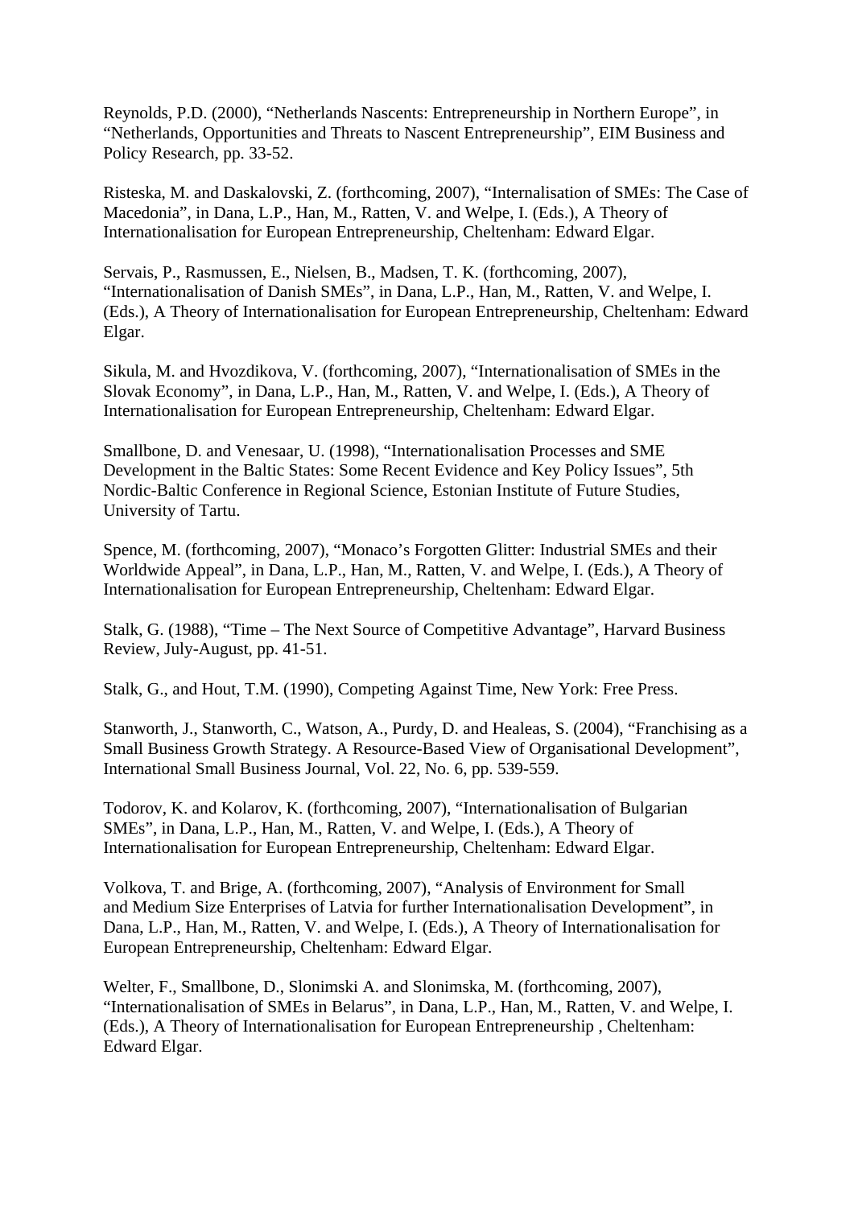Reynolds, P.D. (2000), “Netherlands Nascents: Entrepreneurship in Northern Europe”, in “Netherlands, Opportunities and Threats to Nascent Entrepreneurship”, EIM Business and Policy Research, pp. 33-52.

Risteska, M. and Daskalovski, Z. (forthcoming, 2007), “Internalisation of SMEs: The Case of Macedonia”, in Dana, L.P., Han, M., Ratten, V. and Welpe, I. (Eds.), A Theory of Internationalisation for European Entrepreneurship, Cheltenham: Edward Elgar.

Servais, P., Rasmussen, E., Nielsen, B., Madsen, T. K. (forthcoming, 2007), “Internationalisation of Danish SMEs”, in Dana, L.P., Han, M., Ratten, V. and Welpe, I. (Eds.), A Theory of Internationalisation for European Entrepreneurship, Cheltenham: Edward Elgar.

Sikula, M. and Hvozdikova, V. (forthcoming, 2007), “Internationalisation of SMEs in the Slovak Economy”, in Dana, L.P., Han, M., Ratten, V. and Welpe, I. (Eds.), A Theory of Internationalisation for European Entrepreneurship, Cheltenham: Edward Elgar.

Smallbone, D. and Venesaar, U. (1998), “Internationalisation Processes and SME Development in the Baltic States: Some Recent Evidence and Key Policy Issues”, 5th Nordic-Baltic Conference in Regional Science, Estonian Institute of Future Studies, University of Tartu.

Spence, M. (forthcoming, 2007), “Monaco’s Forgotten Glitter: Industrial SMEs and their Worldwide Appeal”, in Dana, L.P., Han, M., Ratten, V. and Welpe, I. (Eds.), A Theory of Internationalisation for European Entrepreneurship, Cheltenham: Edward Elgar.

Stalk, G. (1988), “Time – The Next Source of Competitive Advantage”, Harvard Business Review, July-August, pp. 41-51.

Stalk, G., and Hout, T.M. (1990), Competing Against Time, New York: Free Press.

Stanworth, J., Stanworth, C., Watson, A., Purdy, D. and Healeas, S. (2004), “Franchising as a Small Business Growth Strategy. A Resource-Based View of Organisational Development”, International Small Business Journal, Vol. 22, No. 6, pp. 539-559.

Todorov, K. and Kolarov, K. (forthcoming, 2007), “Internationalisation of Bulgarian SMEs”, in Dana, L.P., Han, M., Ratten, V. and Welpe, I. (Eds.), A Theory of Internationalisation for European Entrepreneurship, Cheltenham: Edward Elgar.

Volkova, T. and Brige, A. (forthcoming, 2007), “Analysis of Environment for Small and Medium Size Enterprises of Latvia for further Internationalisation Development”, in Dana, L.P., Han, M., Ratten, V. and Welpe, I. (Eds.), A Theory of Internationalisation for European Entrepreneurship, Cheltenham: Edward Elgar.

Welter, F., Smallbone, D., Slonimski A. and Slonimska, M. (forthcoming, 2007), “Internationalisation of SMEs in Belarus”, in Dana, L.P., Han, M., Ratten, V. and Welpe, I. (Eds.), A Theory of Internationalisation for European Entrepreneurship , Cheltenham: Edward Elgar.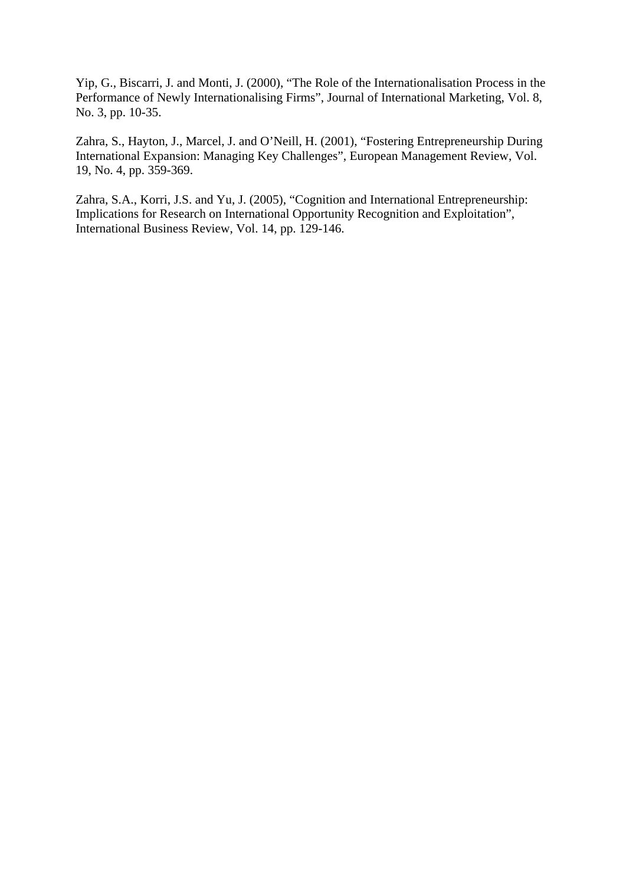Yip, G., Biscarri, J. and Monti, J. (2000), “The Role of the Internationalisation Process in the Performance of Newly Internationalising Firms”, Journal of International Marketing, Vol. 8, No. 3, pp. 10-35.

Zahra, S., Hayton, J., Marcel, J. and O’Neill, H. (2001), “Fostering Entrepreneurship During International Expansion: Managing Key Challenges”, European Management Review, Vol. 19, No. 4, pp. 359-369.

Zahra, S.A., Korri, J.S. and Yu, J. (2005), “Cognition and International Entrepreneurship: Implications for Research on International Opportunity Recognition and Exploitation”, International Business Review, Vol. 14, pp. 129-146.